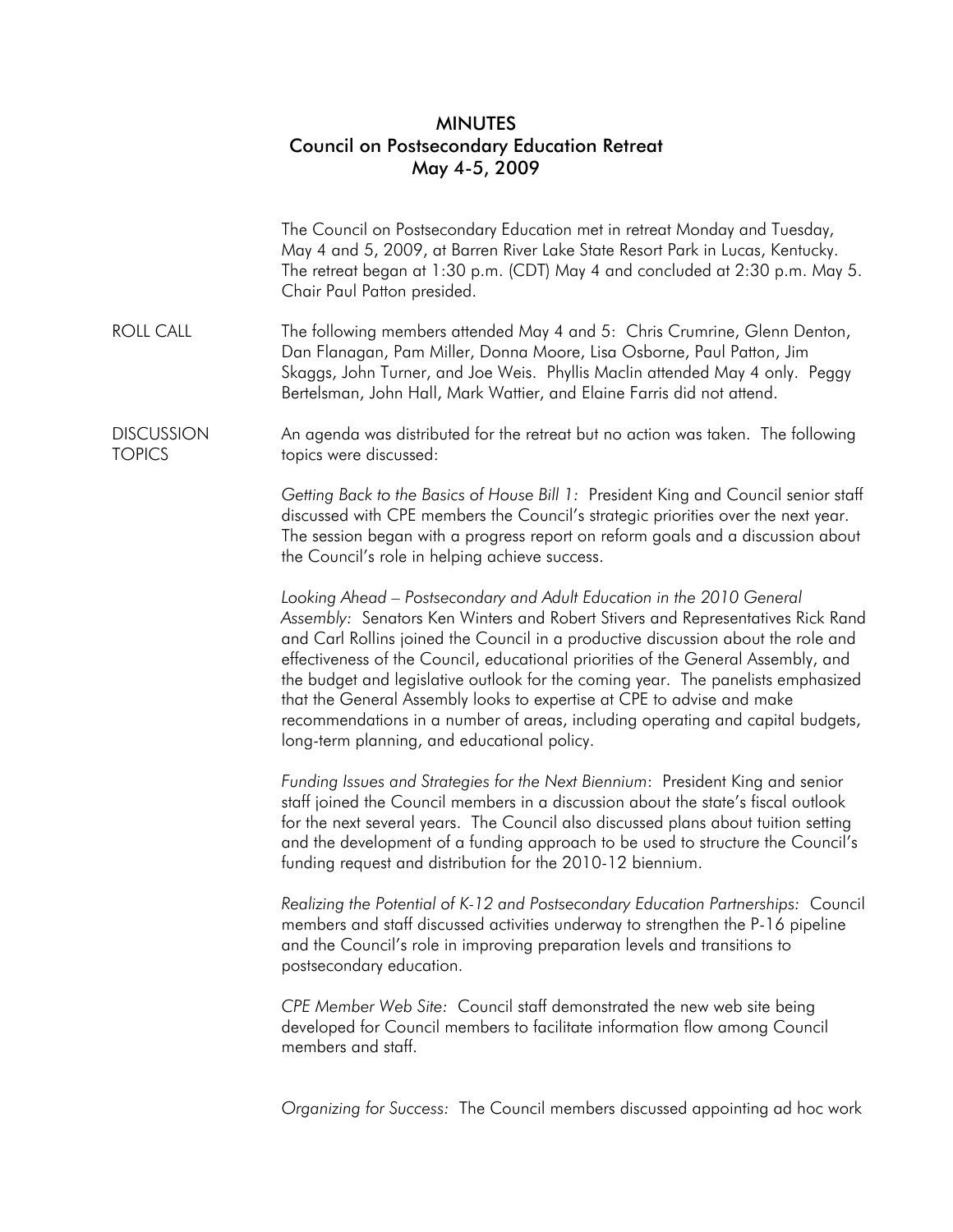# MINUTES
## Council on Postsecondary Education Retreat
### May 4-5, 2009

The Council on Postsecondary Education met in retreat Monday and Tuesday, May 4 and 5, 2009, at Barren River Lake State Resort Park in Lucas, Kentucky. The retreat began at 1:30 p.m. (CDT) May 4 and concluded at 2:30 p.m. May 5. Chair Paul Patton presided.

**ROLL CALL**

The following members attended May 4 and 5: Chris Crumrine, Glenn Denton, Dan Flanagan, Pam Miller, Donna Moore, Lisa Osborne, Paul Patton, Jim Skaggs, John Turner, and Joe Weis. Phyllis Maclin attended May 4 only. Peggy Bertelsman, John Hall, Mark Wattier, and Elaine Farris did not attend.

**DISCUSSION TOPICS**

An agenda was distributed for the retreat but no action was taken. The following topics were discussed:

*Getting Back to the Basics of House Bill 1:* President King and Council senior staff discussed with CPE members the Council's strategic priorities over the next year. The session began with a progress report on reform goals and a discussion about the Council's role in helping achieve success.

*Looking Ahead – Postsecondary and Adult Education in the 2010 General Assembly:* Senators Ken Winters and Robert Stivers and Representatives Rick Rand and Carl Rollins joined the Council in a productive discussion about the role and effectiveness of the Council, educational priorities of the General Assembly, and the budget and legislative outlook for the coming year. The panelists emphasized that the General Assembly looks to expertise at CPE to advise and make recommendations in a number of areas, including operating and capital budgets, long-term planning, and educational policy.

*Funding Issues and Strategies for the Next Biennium*: President King and senior staff joined the Council members in a discussion about the state's fiscal outlook for the next several years. The Council also discussed plans about tuition setting and the development of a funding approach to be used to structure the Council's funding request and distribution for the 2010-12 biennium.

*Realizing the Potential of K-12 and Postsecondary Education Partnerships:* Council members and staff discussed activities underway to strengthen the P-16 pipeline and the Council's role in improving preparation levels and transitions to postsecondary education.

*CPE Member Web Site:* Council staff demonstrated the new web site being developed for Council members to facilitate information flow among Council members and staff.

*Organizing for Success:* The Council members discussed appointing ad hoc work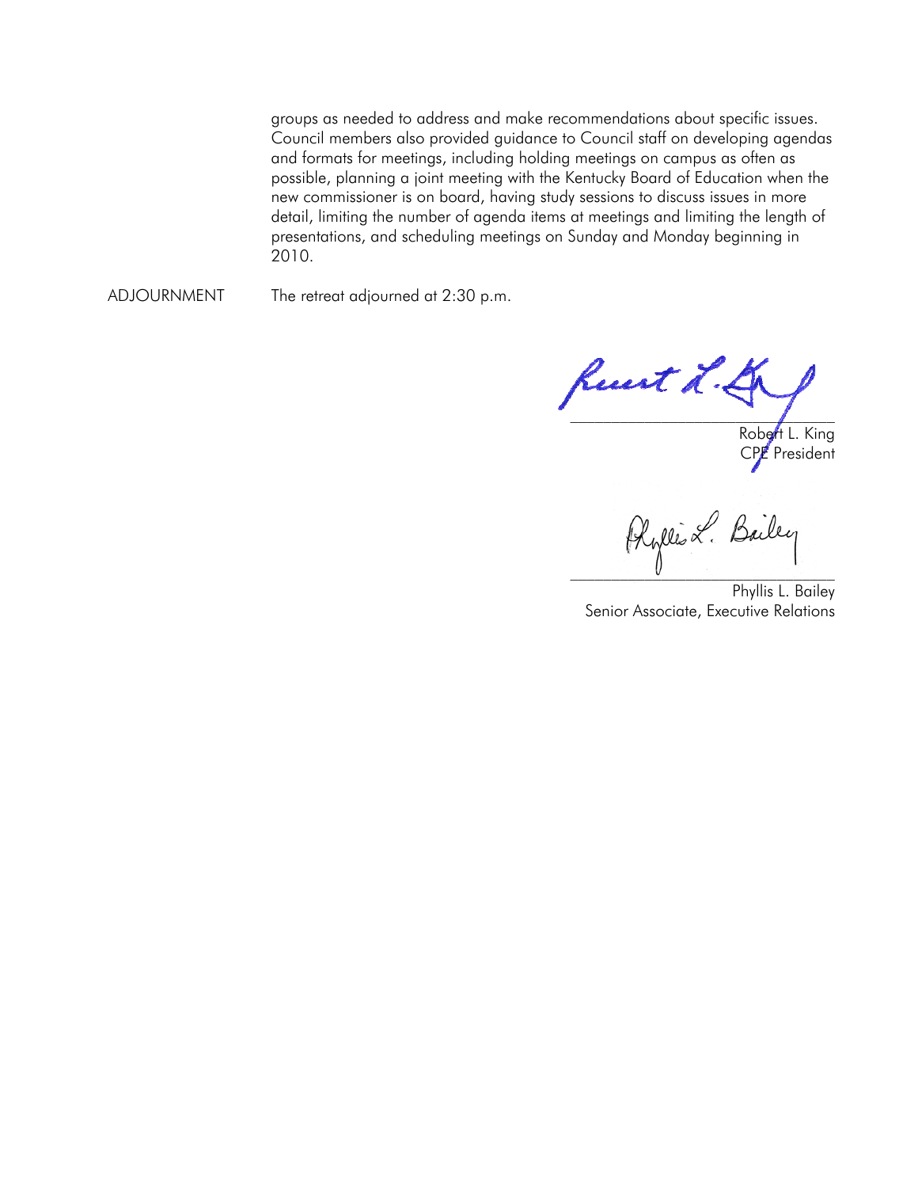groups as needed to address and make recommendations about specific issues. Council members also provided guidance to Council staff on developing agendas and formats for meetings, including holding meetings on campus as often as possible, planning a joint meeting with the Kentucky Board of Education when the new commissioner is on board, having study sessions to discuss issues in more detail, limiting the number of agenda items at meetings and limiting the length of presentations, and scheduling meetings on Sunday and Monday beginning in 2010.

ADJOURNMENT The retreat adjourned at 2:30 p.m.

Robert L. King
CPE President

Phyllis L. Bailey
Senior Associate, Executive Relations